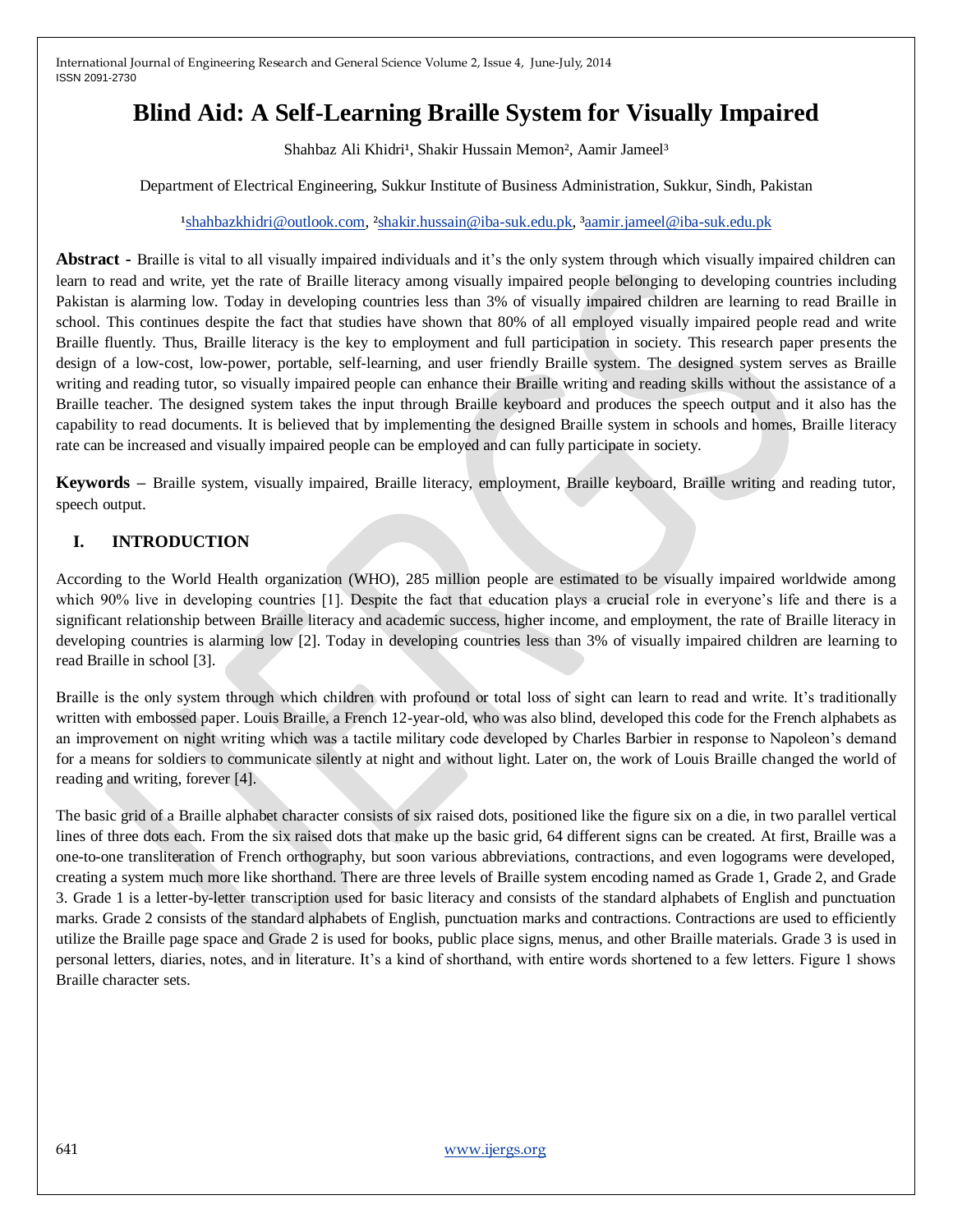# Blind Aid: A Self-Learning Braille System for Visually Impaired

Shahbaz Ali Khidri[1], Shakir Hussain Memon[2], Aamir Jameel[3]

Department of Electrical Engineering, Sukkur Institute of Business Administration, Sukkur, Sindh, Pakistan

[1]shahbazkhidri@outlook.com, [2]shakir.hussain@iba-suk.edu.pk, [3]aamir.jameel@iba-suk.edu.pk

**Abstract -** Braille is vital to all visually impaired individuals and it's the only system through which visually impaired children can learn to read and write, yet the rate of Braille literacy among visually impaired people belonging to developing countries including Pakistan is alarming low. Today in developing countries less than 3% of visually impaired children are learning to read Braille in school. This continues despite the fact that studies have shown that 80% of all employed visually impaired people read and write Braille fluently. Thus, Braille literacy is the key to employment and full participation in society. This research paper presents the design of a low-cost, low-power, portable, self-learning, and user friendly Braille system. The designed system serves as Braille writing and reading tutor, so visually impaired people can enhance their Braille writing and reading skills without the assistance of a Braille teacher. The designed system takes the input through Braille keyboard and produces the speech output and it also has the capability to read documents. It is believed that by implementing the designed Braille system in schools and homes, Braille literacy rate can be increased and visually impaired people can be employed and can fully participate in society.

**Keywords –** Braille system, visually impaired, Braille literacy, employment, Braille keyboard, Braille writing and reading tutor, speech output.

## I. INTRODUCTION

According to the World Health organization (WHO), 285 million people are estimated to be visually impaired worldwide among which 90% live in developing countries [1]. Despite the fact that education plays a crucial role in everyone's life and there is a significant relationship between Braille literacy and academic success, higher income, and employment, the rate of Braille literacy in developing countries is alarming low [2]. Today in developing countries less than 3% of visually impaired children are learning to read Braille in school [3].

Braille is the only system through which children with profound or total loss of sight can learn to read and write. It's traditionally written with embossed paper. Louis Braille, a French 12-year-old, who was also blind, developed this code for the French alphabets as an improvement on night writing which was a tactile military code developed by Charles Barbier in response to Napoleon's demand for a means for soldiers to communicate silently at night and without light. Later on, the work of Louis Braille changed the world of reading and writing, forever [4].

The basic grid of a Braille alphabet character consists of six raised dots, positioned like the figure six on a die, in two parallel vertical lines of three dots each. From the six raised dots that make up the basic grid, 64 different signs can be created. At first, Braille was a one-to-one transliteration of French orthography, but soon various abbreviations, contractions, and even logograms were developed, creating a system much more like shorthand. There are three levels of Braille system encoding named as Grade 1, Grade 2, and Grade 3. Grade 1 is a letter-by-letter transcription used for basic literacy and consists of the standard alphabets of English and punctuation marks. Grade 2 consists of the standard alphabets of English, punctuation marks and contractions. Contractions are used to efficiently utilize the Braille page space and Grade 2 is used for books, public place signs, menus, and other Braille materials. Grade 3 is used in personal letters, diaries, notes, and in literature. It's a kind of shorthand, with entire words shortened to a few letters. Figure 1 shows Braille character sets.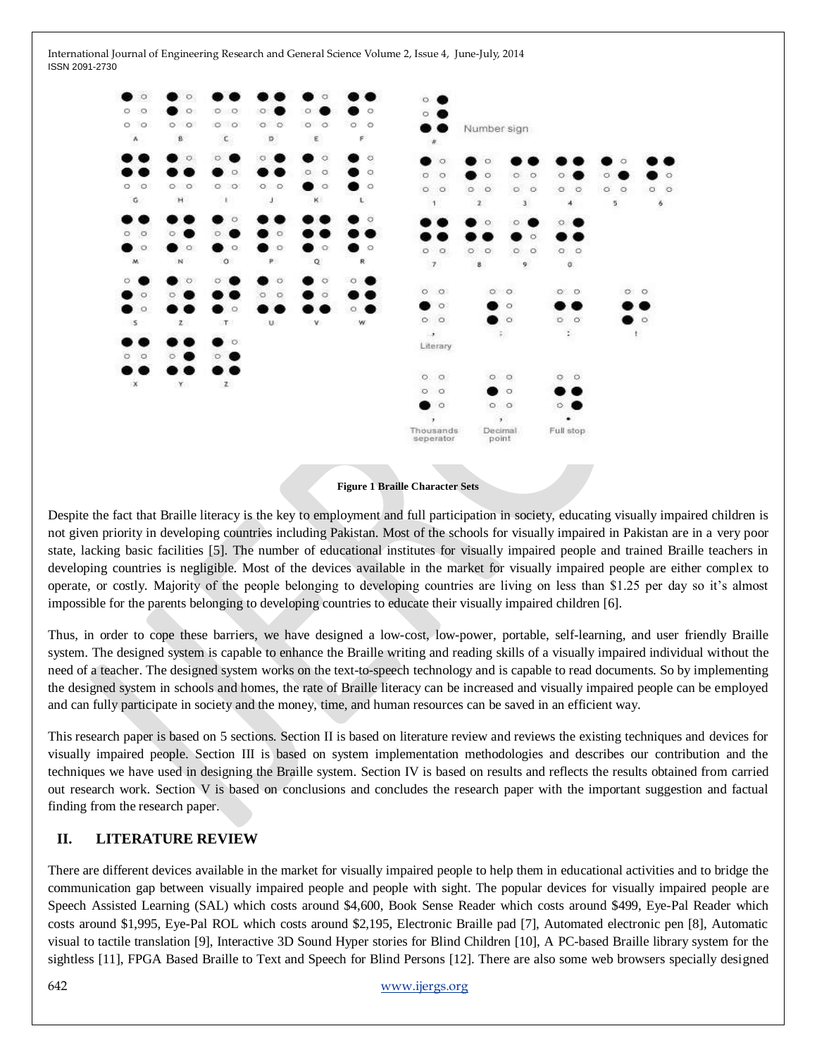**Figure 1 Braille Character Sets**

Despite the fact that Braille literacy is the key to employment and full participation in society, educating visually impaired children is not given priority in developing countries including Pakistan. Most of the schools for visually impaired in Pakistan are in a very poor state, lacking basic facilities [5]. The number of educational institutes for visually impaired people and trained Braille teachers in developing countries is negligible. Most of the devices available in the market for visually impaired people are either complex to operate, or costly. Majority of the people belonging to developing countries are living on less than $1.25 per day so it's almost impossible for the parents belonging to developing countries to educate their visually impaired children [6].

Thus, in order to cope these barriers, we have designed a low-cost, low-power, portable, self-learning, and user friendly Braille system. The designed system is capable to enhance the Braille writing and reading skills of a visually impaired individual without the need of a teacher. The designed system works on the text-to-speech technology and is capable to read documents. So by implementing the designed system in schools and homes, the rate of Braille literacy can be increased and visually impaired people can be employed and can fully participate in society and the money, time, and human resources can be saved in an efficient way.

This research paper is based on 5 sections. Section II is based on literature review and reviews the existing techniques and devices for visually impaired people. Section III is based on system implementation methodologies and describes our contribution and the techniques we have used in designing the Braille system. Section IV is based on results and reflects the results obtained from carried out research work. Section V is based on conclusions and concludes the research paper with the important suggestion and factual finding from the research paper.

## II. LITERATURE REVIEW

There are different devices available in the market for visually impaired people to help them in educational activities and to bridge the communication gap between visually impaired people and people with sight. The popular devices for visually impaired people are Speech Assisted Learning (SAL) which costs around $4,600, Book Sense Reader which costs around $499, Eye-Pal Reader which costs around $1,995, Eye-Pal ROL which costs around $2,195, Electronic Braille pad [7], Automated electronic pen [8], Automatic visual to tactile translation [9], Interactive 3D Sound Hyper stories for Blind Children [10], A PC-based Braille library system for the sightless [11], FPGA Based Braille to Text and Speech for Blind Persons [12]. There are also some web browsers specially designed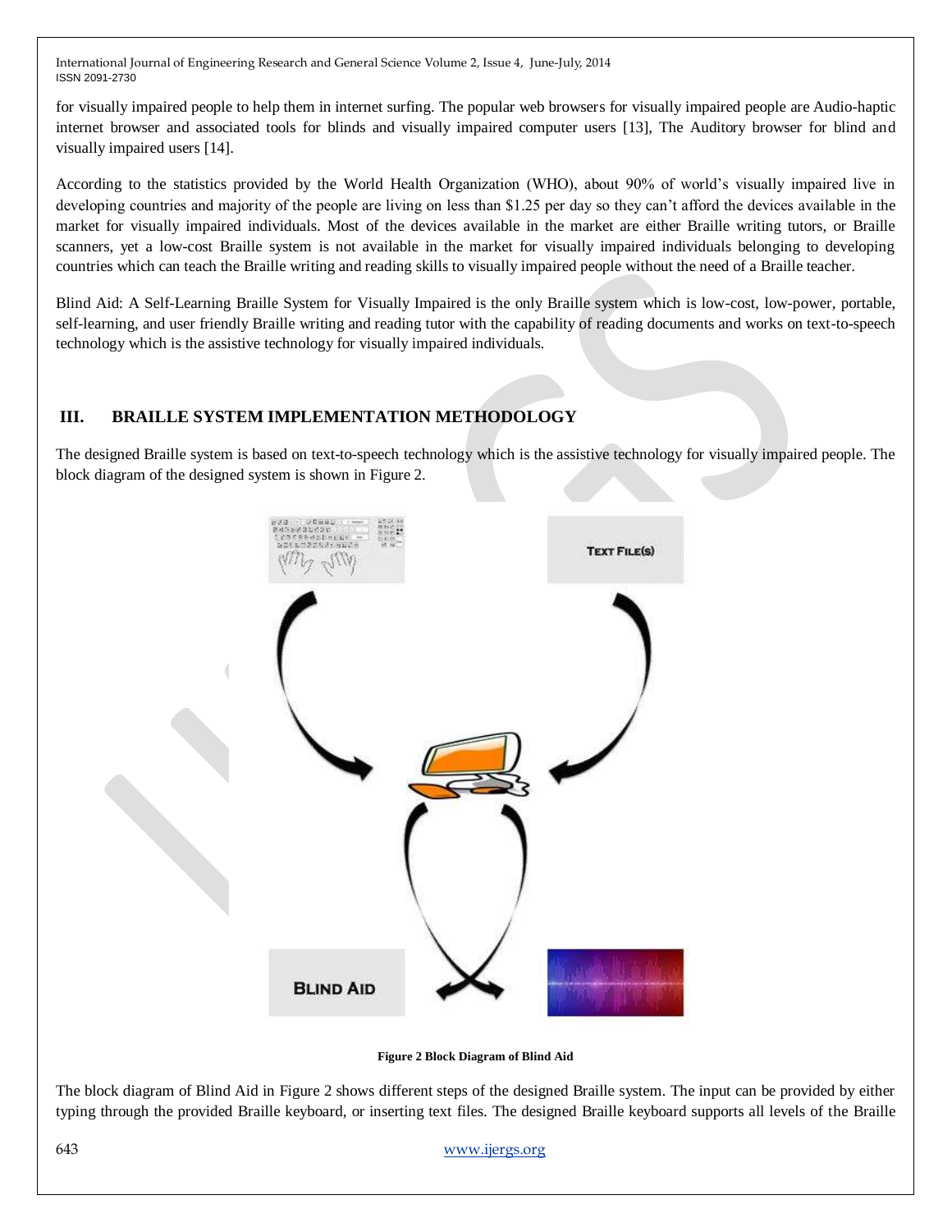for visually impaired people to help them in internet surfing. The popular web browsers for visually impaired people are Audio-haptic internet browser and associated tools for blinds and visually impaired computer users [13], The Auditory browser for blind and visually impaired users [14].

According to the statistics provided by the World Health Organization (WHO), about 90% of world's visually impaired live in developing countries and majority of the people are living on less than $1.25 per day so they can't afford the devices available in the market for visually impaired individuals. Most of the devices available in the market are either Braille writing tutors, or Braille scanners, yet a low-cost Braille system is not available in the market for visually impaired individuals belonging to developing countries which can teach the Braille writing and reading skills to visually impaired people without the need of a Braille teacher.

Blind Aid: A Self-Learning Braille System for Visually Impaired is the only Braille system which is low-cost, low-power, portable, self-learning, and user friendly Braille writing and reading tutor with the capability of reading documents and works on text-to-speech technology which is the assistive technology for visually impaired individuals.

## III. BRAILLE SYSTEM IMPLEMENTATION METHODOLOGY

The designed Braille system is based on text-to-speech technology which is the assistive technology for visually impaired people. The block diagram of the designed system is shown in Figure 2.

**Figure 2 Block Diagram of Blind Aid**

The block diagram of Blind Aid in Figure 2 shows different steps of the designed Braille system. The input can be provided by either typing through the provided Braille keyboard, or inserting text files. The designed Braille keyboard supports all levels of the Braille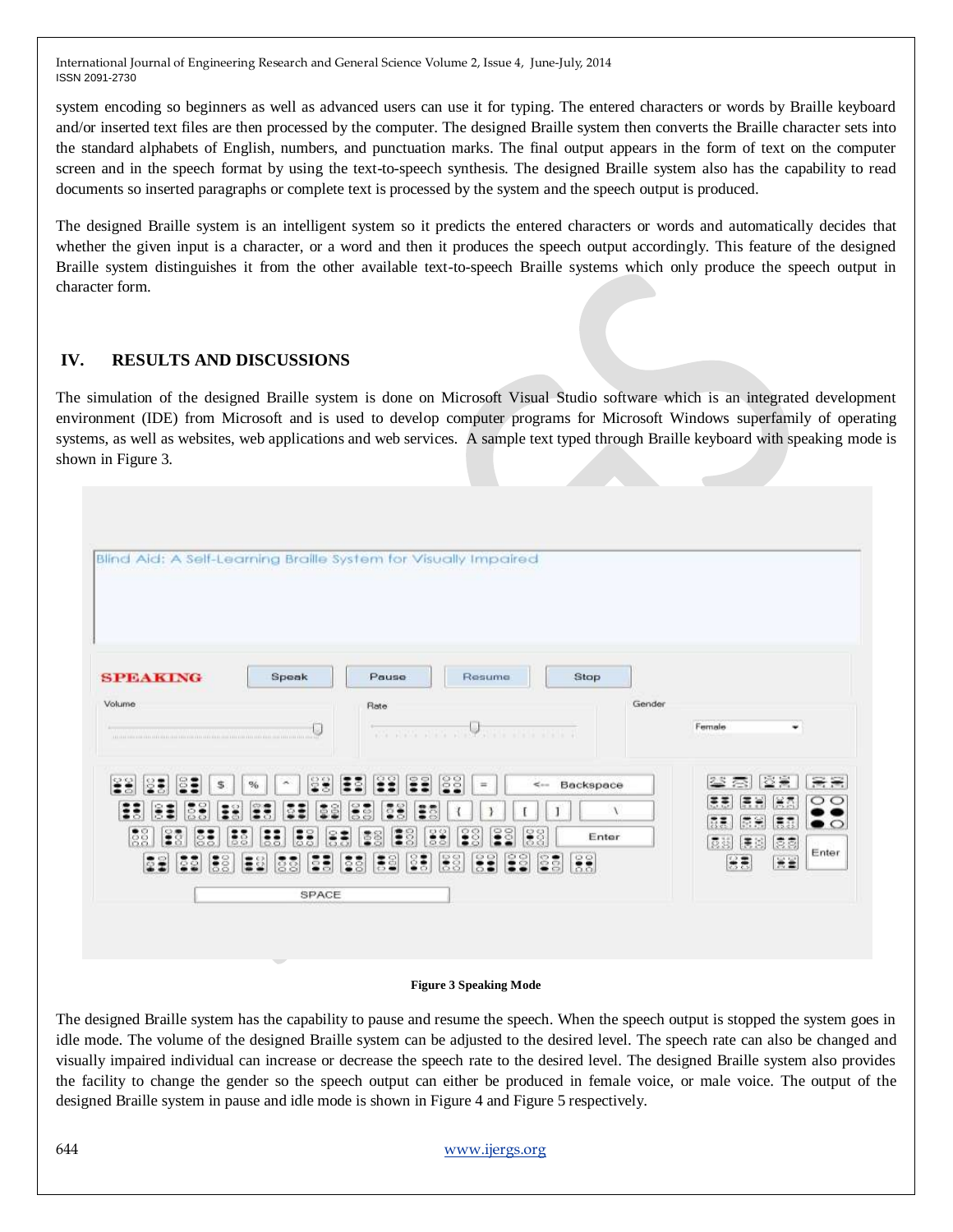system encoding so beginners as well as advanced users can use it for typing. The entered characters or words by Braille keyboard and/or inserted text files are then processed by the computer. The designed Braille system then converts the Braille character sets into the standard alphabets of English, numbers, and punctuation marks. The final output appears in the form of text on the computer screen and in the speech format by using the text-to-speech synthesis. The designed Braille system also has the capability to read documents so inserted paragraphs or complete text is processed by the system and the speech output is produced.

The designed Braille system is an intelligent system so it predicts the entered characters or words and automatically decides that whether the given input is a character, or a word and then it produces the speech output accordingly. This feature of the designed Braille system distinguishes it from the other available text-to-speech Braille systems which only produce the speech output in character form.

## IV. RESULTS AND DISCUSSIONS

The simulation of the designed Braille system is done on Microsoft Visual Studio software which is an integrated development environment (IDE) from Microsoft and is used to develop computer programs for Microsoft Windows superfamily of operating systems, as well as websites, web applications and web services. A sample text typed through Braille keyboard with speaking mode is shown in Figure 3.

**Figure 3 Speaking Mode**

The designed Braille system has the capability to pause and resume the speech. When the speech output is stopped the system goes in idle mode. The volume of the designed Braille system can be adjusted to the desired level. The speech rate can also be changed and visually impaired individual can increase or decrease the speech rate to the desired level. The designed Braille system also provides the facility to change the gender so the speech output can either be produced in female voice, or male voice. The output of the designed Braille system in pause and idle mode is shown in Figure 4 and Figure 5 respectively.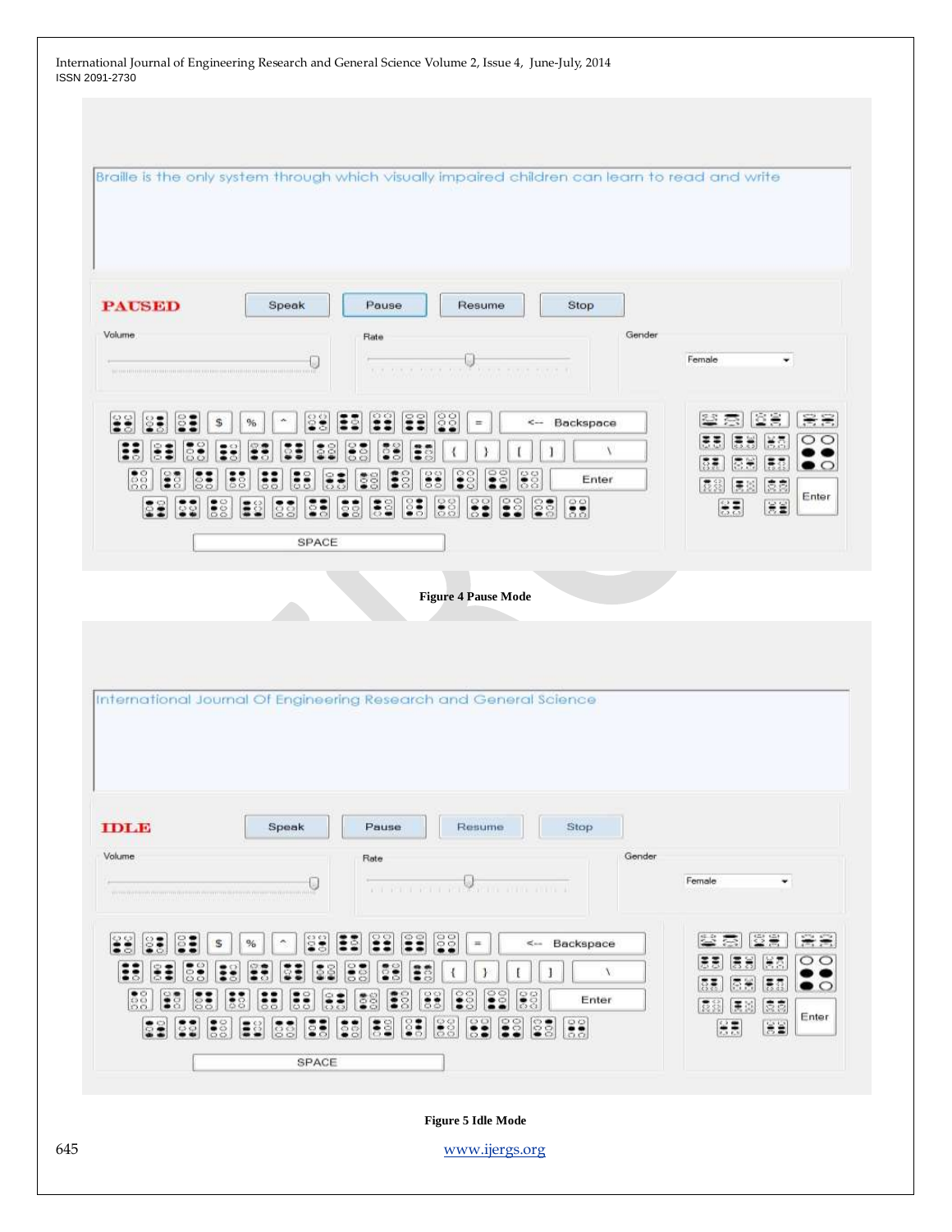Figure 4 Pause Mode

Figure 5 Idle Mode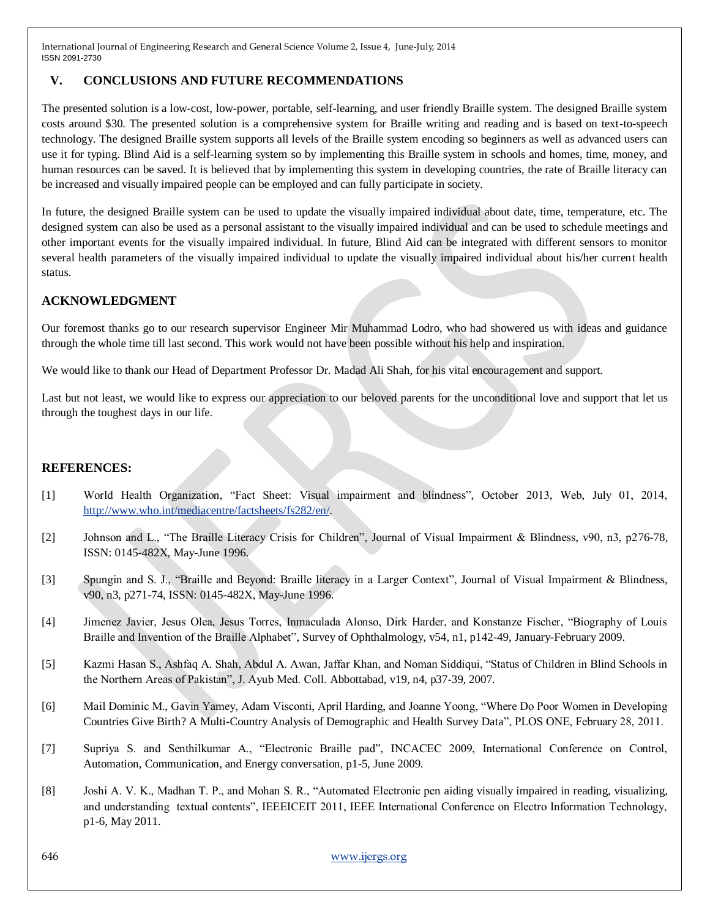## V. CONCLUSIONS AND FUTURE RECOMMENDATIONS

The presented solution is a low-cost, low-power, portable, self-learning, and user friendly Braille system. The designed Braille system costs around $30. The presented solution is a comprehensive system for Braille writing and reading and is based on text-to-speech technology. The designed Braille system supports all levels of the Braille system encoding so beginners as well as advanced users can use it for typing. Blind Aid is a self-learning system so by implementing this Braille system in schools and homes, time, money, and human resources can be saved. It is believed that by implementing this system in developing countries, the rate of Braille literacy can be increased and visually impaired people can be employed and can fully participate in society.

In future, the designed Braille system can be used to update the visually impaired individual about date, time, temperature, etc. The designed system can also be used as a personal assistant to the visually impaired individual and can be used to schedule meetings and other important events for the visually impaired individual. In future, Blind Aid can be integrated with different sensors to monitor several health parameters of the visually impaired individual to update the visually impaired individual about his/her current health status.

## ACKNOWLEDGMENT

Our foremost thanks go to our research supervisor Engineer Mir Muhammad Lodro, who had showered us with ideas and guidance through the whole time till last second. This work would not have been possible without his help and inspiration.

We would like to thank our Head of Department Professor Dr. Madad Ali Shah, for his vital encouragement and support.

Last but not least, we would like to express our appreciation to our beloved parents for the unconditional love and support that let us through the toughest days in our life.

## REFERENCES:

[1] World Health Organization, "Fact Sheet: Visual impairment and blindness", October 2013, Web, July 01, 2014, http://www.who.int/mediacentre/factsheets/fs282/en/.

[2] Johnson and L., "The Braille Literacy Crisis for Children", Journal of Visual Impairment & Blindness, v90, n3, p276-78, ISSN: 0145-482X, May-June 1996.

[3] Spungin and S. J., "Braille and Beyond: Braille literacy in a Larger Context", Journal of Visual Impairment & Blindness, v90, n3, p271-74, ISSN: 0145-482X, May-June 1996.

[4] Jimenez Javier, Jesus Olea, Jesus Torres, Inmaculada Alonso, Dirk Harder, and Konstanze Fischer, "Biography of Louis Braille and Invention of the Braille Alphabet", Survey of Ophthalmology, v54, n1, p142-49, January-February 2009.

[5] Kazmi Hasan S., Ashfaq A. Shah, Abdul A. Awan, Jaffar Khan, and Noman Siddiqui, "Status of Children in Blind Schools in the Northern Areas of Pakistan", J. Ayub Med. Coll. Abbottabad, v19, n4, p37-39, 2007.

[6] Mail Dominic M., Gavin Yamey, Adam Visconti, April Harding, and Joanne Yoong, "Where Do Poor Women in Developing Countries Give Birth? A Multi-Country Analysis of Demographic and Health Survey Data", PLOS ONE, February 28, 2011.

[7] Supriya S. and Senthilkumar A., "Electronic Braille pad", INCACEC 2009, International Conference on Control, Automation, Communication, and Energy conversation, p1-5, June 2009.

[8] Joshi A. V. K., Madhan T. P., and Mohan S. R., "Automated Electronic pen aiding visually impaired in reading, visualizing, and understanding textual contents", IEEEICEIT 2011, IEEE International Conference on Electro Information Technology, p1-6, May 2011.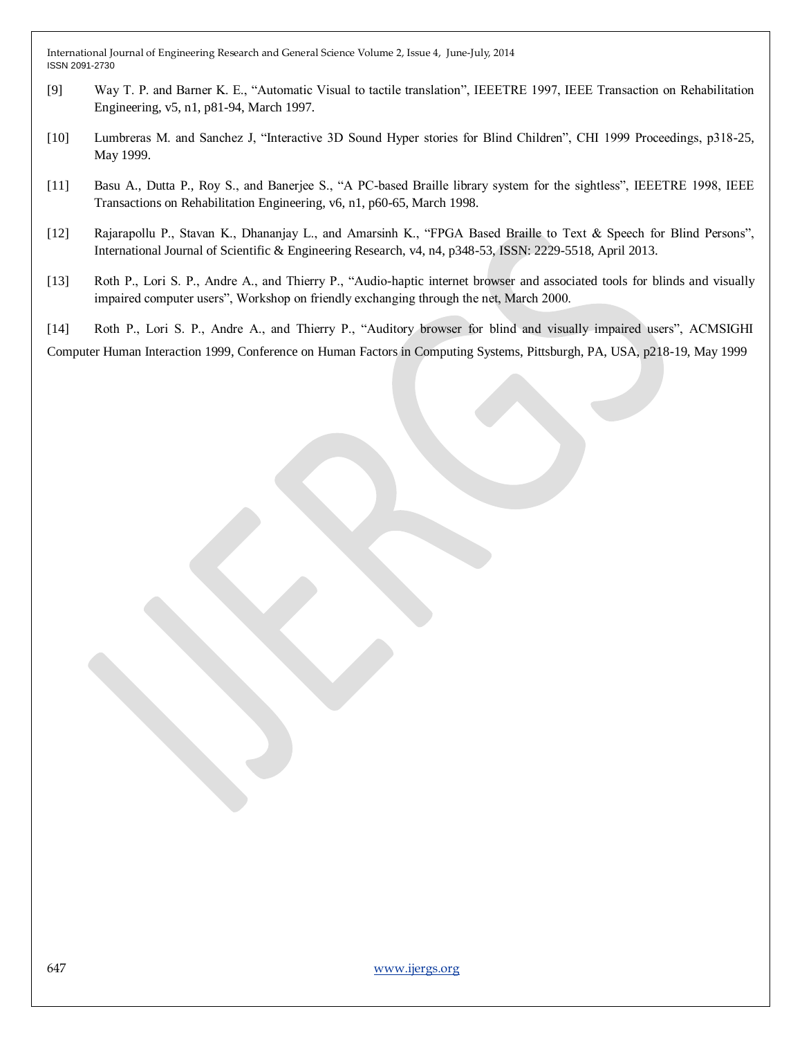[9] Way T. P. and Barner K. E., "Automatic Visual to tactile translation", IEEETRE 1997, IEEE Transaction on Rehabilitation Engineering, v5, n1, p81-94, March 1997.

[10] Lumbreras M. and Sanchez J, "Interactive 3D Sound Hyper stories for Blind Children", CHI 1999 Proceedings, p318-25, May 1999.

[11] Basu A., Dutta P., Roy S., and Banerjee S., "A PC-based Braille library system for the sightless", IEEETRE 1998, IEEE Transactions on Rehabilitation Engineering, v6, n1, p60-65, March 1998.

[12] Rajarapollu P., Stavan K., Dhananjay L., and Amarsinh K., "FPGA Based Braille to Text & Speech for Blind Persons", International Journal of Scientific & Engineering Research, v4, n4, p348-53, ISSN: 2229-5518, April 2013.

[13] Roth P., Lori S. P., Andre A., and Thierry P., "Audio-haptic internet browser and associated tools for blinds and visually impaired computer users", Workshop on friendly exchanging through the net, March 2000.

[14] Roth P., Lori S. P., Andre A., and Thierry P., "Auditory browser for blind and visually impaired users", ACMSIGHI Computer Human Interaction 1999, Conference on Human Factors in Computing Systems, Pittsburgh, PA, USA, p218-19, May 1999